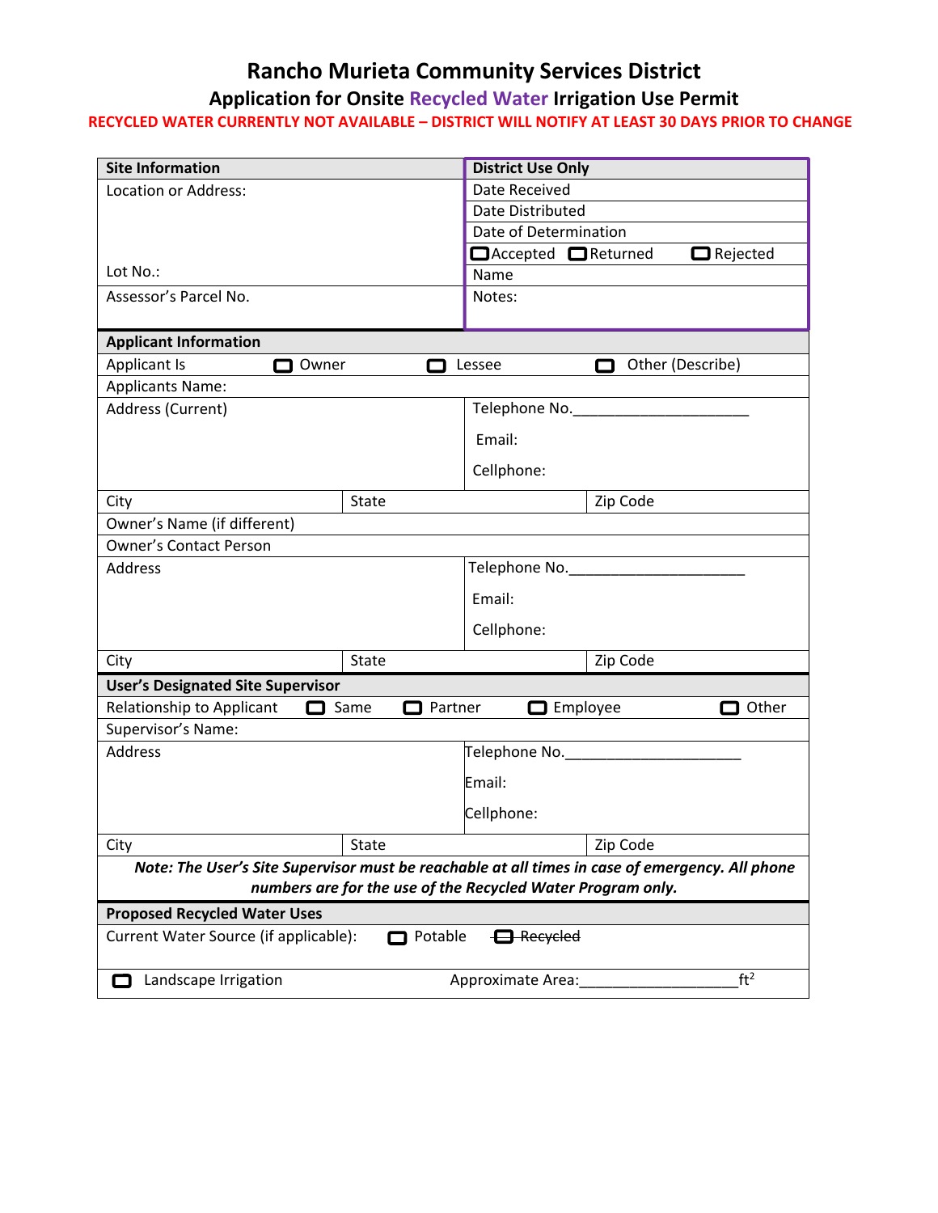# Rancho Murieta Community Services District

## Application for Onsite Recycled Water Irrigation Use Permit

**RECYCLED WATER CURRENTLY NOT AVAILABLE – DISTRICT WILL NOTIFY AT LEAST 30 DAYS PRIOR TO CHANGE**

| **Site Information** | **District Use Only** |
|---|---|
| Location or Address: | Date Received |
| | Date Distributed |
| | Date of Determination |
| | ☐ Accepted ☐ Returned ☐ Rejected |
| Lot No.: | Name |
| Assessor's Parcel No. | Notes: |

| **Applicant Information** | | |
|---|---|---|
| Applicant Is ☐ Owner ☐ Lessee ☐ Other (Describe) | | |
| Applicants Name: | | |
| Address (Current) | | Telephone No.\_\_\_\_\_\_\_\_\_\_\_\_\_\_\_\_\_\_\_\_\_ <br> Email: <br> Cellphone: |
| City | State | Zip Code |
| Owner's Name (if different) | | |
| Owner's Contact Person | | |
| Address | | Telephone No.\_\_\_\_\_\_\_\_\_\_\_\_\_\_\_\_\_\_\_\_\_ <br> Email: <br> Cellphone: |
| City | State | Zip Code |

| **User's Designated Site Supervisor** | | |
|---|---|---|
| Relationship to Applicant ☐ Same ☐ Partner ☐ Employee ☐ Other | | |
| Supervisor's Name: | | |
| Address | | Telephone No.\_\_\_\_\_\_\_\_\_\_\_\_\_\_\_\_\_\_\_\_\_ <br> Email: <br> Cellphone: |
| City | State | Zip Code |

***Note: The User's Site Supervisor must be reachable at all times in case of emergency. All phone numbers are for the use of the Recycled Water Program only.***

| **Proposed Recycled Water Uses** | |
|---|---|
| Current Water Source (if applicable): ☐ Potable ~~☐ Recycled~~ | |
| ☐ Landscape Irrigation | Approximate Area:\_\_\_\_\_\_\_\_\_\_\_\_\_\_\_\_\_\_\_$ft^2$ |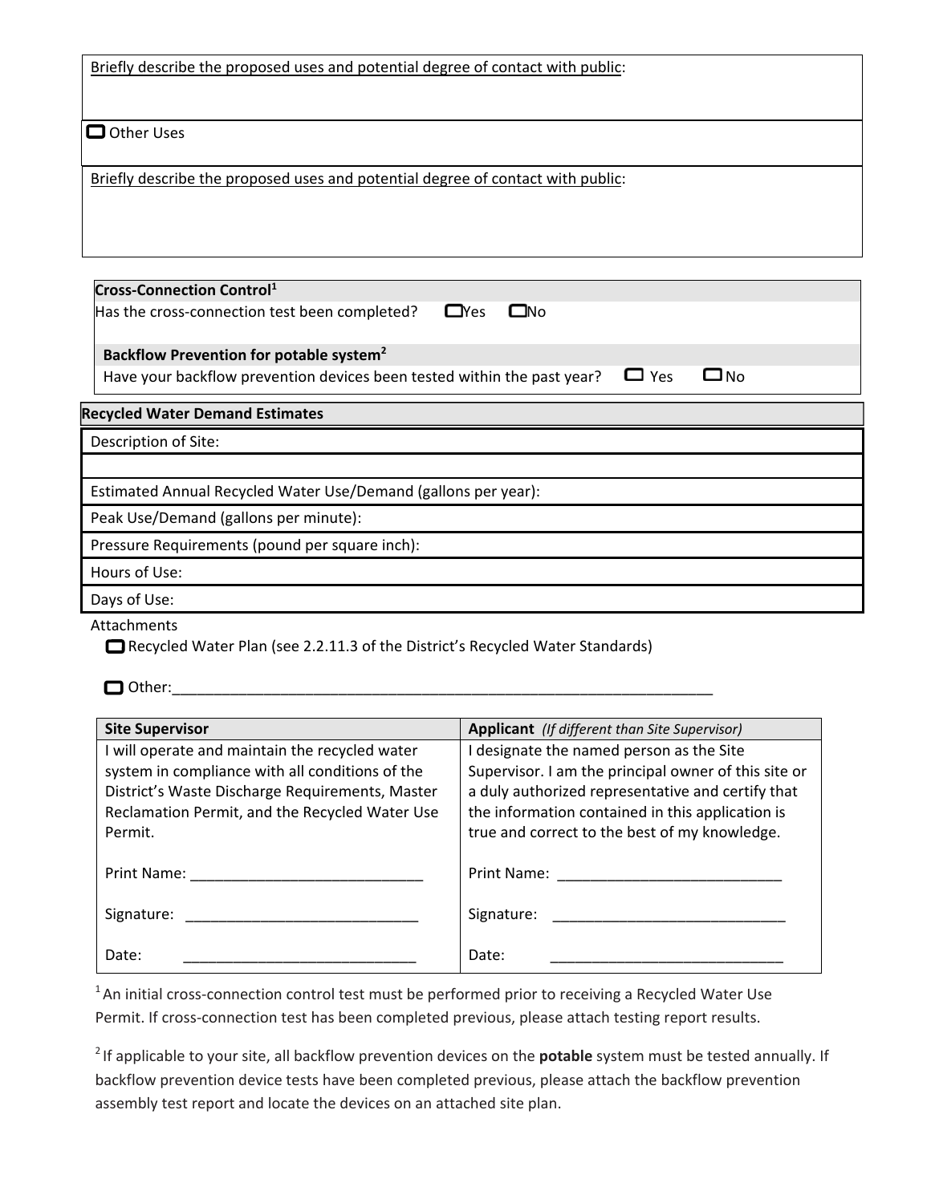Briefly describe the proposed uses and potential degree of contact with public:

☐ Other Uses

Briefly describe the proposed uses and potential degree of contact with public:

**Cross-Connection Control**[1]

Has the cross-connection test been completed? ☐ Yes ☐ No

**Backflow Prevention for potable system**[2]

Have your backflow prevention devices been tested within the past year? ☐ Yes ☐ No

**Recycled Water Demand Estimates**

| |
|---|
| Description of Site: |
| |
| Estimated Annual Recycled Water Use/Demand (gallons per year): |
| Peak Use/Demand (gallons per minute): |
| Pressure Requirements (pound per square inch): |
| Hours of Use: |
| Days of Use: |

Attachments

☐ Recycled Water Plan (see 2.2.11.3 of the District's Recycled Water Standards)

☐ Other:_______________________________________________________________

| **Site Supervisor** | **Applicant** *(If different than Site Supervisor)* |
|---|---|
| I will operate and maintain the recycled water system in compliance with all conditions of the District's Waste Discharge Requirements, Master Reclamation Permit, and the Recycled Water Use Permit. | I designate the named person as the Site Supervisor. I am the principal owner of this site or a duly authorized representative and certify that the information contained in this application is true and correct to the best of my knowledge. |
| Print Name: ____________________________ | Print Name: ___________________________ |
| Signature: ____________________________ | Signature: ____________________________ |
| Date: ____________________________ | Date: ____________________________ |

[1] An initial cross-connection control test must be performed prior to receiving a Recycled Water Use Permit. If cross-connection test has been completed previous, please attach testing report results.

[2] If applicable to your site, all backflow prevention devices on the **potable** system must be tested annually. If backflow prevention device tests have been completed previous, please attach the backflow prevention assembly test report and locate the devices on an attached site plan.